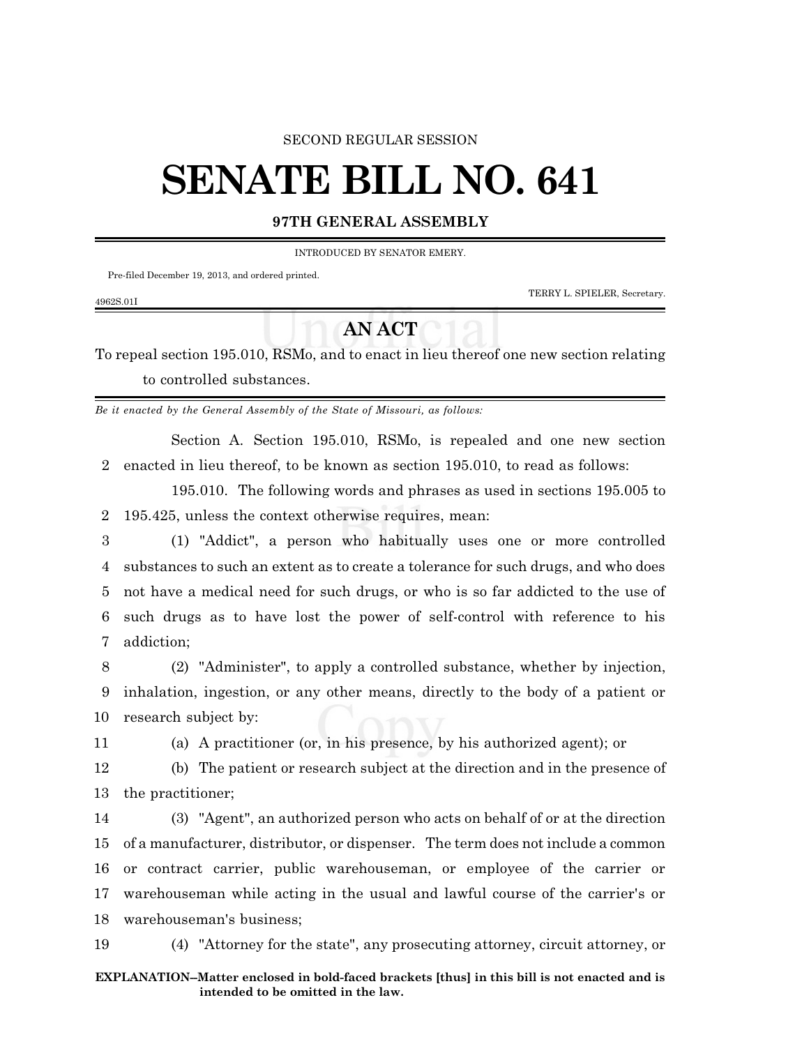SECOND REGULAR SESSION

# SENATE BILL NO. 641

**97TH GENERAL ASSEMBLY**

INTRODUCED BY SENATOR EMERY.

Pre-filed December 19, 2013, and ordered printed.

TERRY L. SPIELER, Secretary.

4962S.01I

## AN ACT

To repeal section 195.010, RSMo, and to enact in lieu thereof one new section relating to controlled substances.

*Be it enacted by the General Assembly of the State of Missouri, as follows:*

Section A. Section 195.010, RSMo, is repealed and one new section enacted in lieu thereof, to be known as section 195.010, to read as follows:

195.010. The following words and phrases as used in sections 195.005 to 195.425, unless the context otherwise requires, mean:

(1) "Addict", a person who habitually uses one or more controlled substances to such an extent as to create a tolerance for such drugs, and who does not have a medical need for such drugs, or who is so far addicted to the use of such drugs as to have lost the power of self-control with reference to his addiction;

(2) "Administer", to apply a controlled substance, whether by injection, inhalation, ingestion, or any other means, directly to the body of a patient or research subject by:

(a) A practitioner (or, in his presence, by his authorized agent); or

(b) The patient or research subject at the direction and in the presence of the practitioner;

(3) "Agent", an authorized person who acts on behalf of or at the direction of a manufacturer, distributor, or dispenser. The term does not include a common or contract carrier, public warehouseman, or employee of the carrier or warehouseman while acting in the usual and lawful course of the carrier's or warehouseman's business;

(4) "Attorney for the state", any prosecuting attorney, circuit attorney, or

**EXPLANATION–Matter enclosed in bold-faced brackets [thus] in this bill is not enacted and is intended to be omitted in the law.**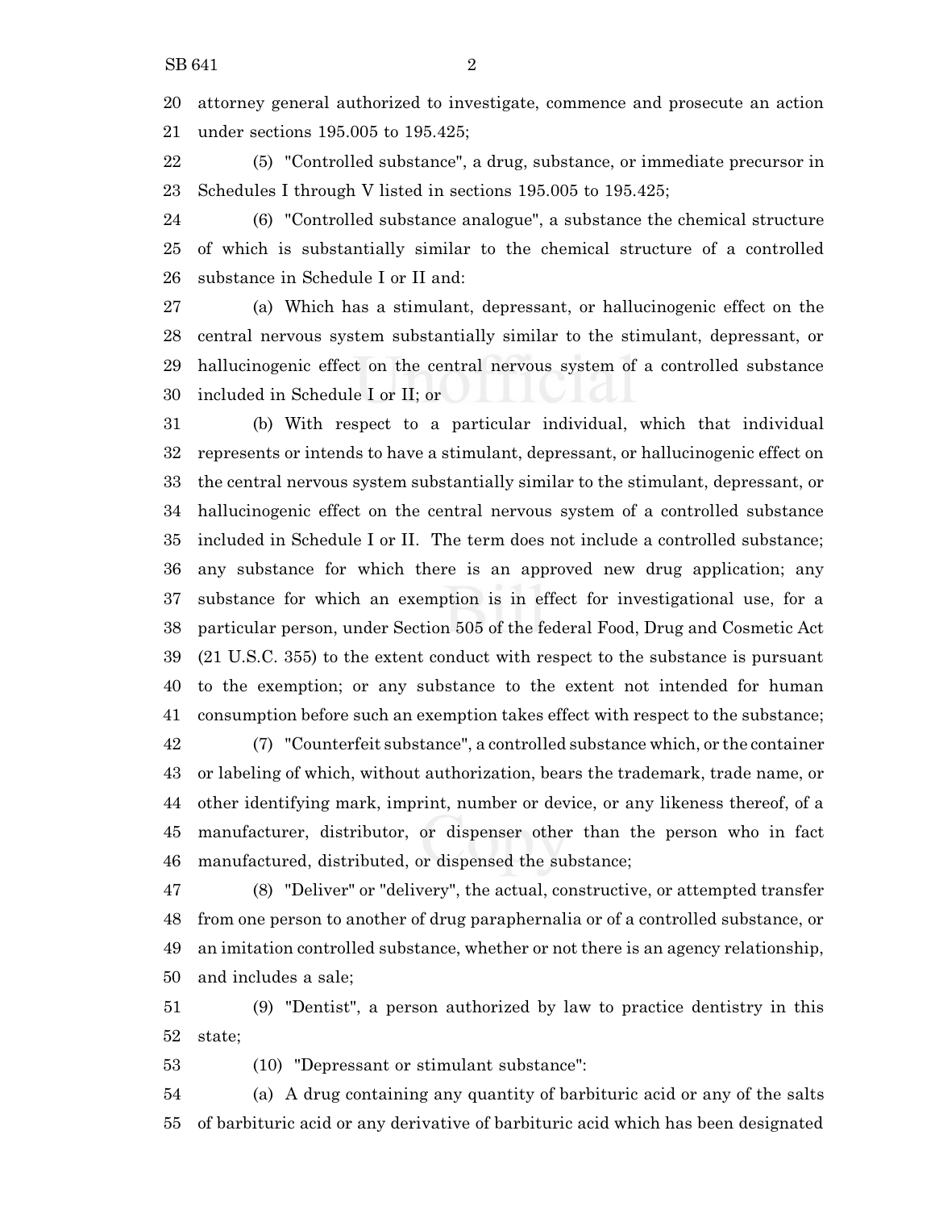attorney general authorized to investigate, commence and prosecute an action under sections 195.005 to 195.425;

(5) "Controlled substance", a drug, substance, or immediate precursor in Schedules I through V listed in sections 195.005 to 195.425;

(6) "Controlled substance analogue", a substance the chemical structure of which is substantially similar to the chemical structure of a controlled substance in Schedule I or II and:

(a) Which has a stimulant, depressant, or hallucinogenic effect on the central nervous system substantially similar to the stimulant, depressant, or hallucinogenic effect on the central nervous system of a controlled substance included in Schedule I or II; or

(b) With respect to a particular individual, which that individual represents or intends to have a stimulant, depressant, or hallucinogenic effect on the central nervous system substantially similar to the stimulant, depressant, or hallucinogenic effect on the central nervous system of a controlled substance included in Schedule I or II. The term does not include a controlled substance; any substance for which there is an approved new drug application; any substance for which an exemption is in effect for investigational use, for a particular person, under Section 505 of the federal Food, Drug and Cosmetic Act (21 U.S.C. 355) to the extent conduct with respect to the substance is pursuant to the exemption; or any substance to the extent not intended for human consumption before such an exemption takes effect with respect to the substance;

(7) "Counterfeit substance", a controlled substance which, or the container or labeling of which, without authorization, bears the trademark, trade name, or other identifying mark, imprint, number or device, or any likeness thereof, of a manufacturer, distributor, or dispenser other than the person who in fact manufactured, distributed, or dispensed the substance;

(8) "Deliver" or "delivery", the actual, constructive, or attempted transfer from one person to another of drug paraphernalia or of a controlled substance, or an imitation controlled substance, whether or not there is an agency relationship, and includes a sale;

(9) "Dentist", a person authorized by law to practice dentistry in this state;

(10) "Depressant or stimulant substance":

(a) A drug containing any quantity of barbituric acid or any of the salts of barbituric acid or any derivative of barbituric acid which has been designated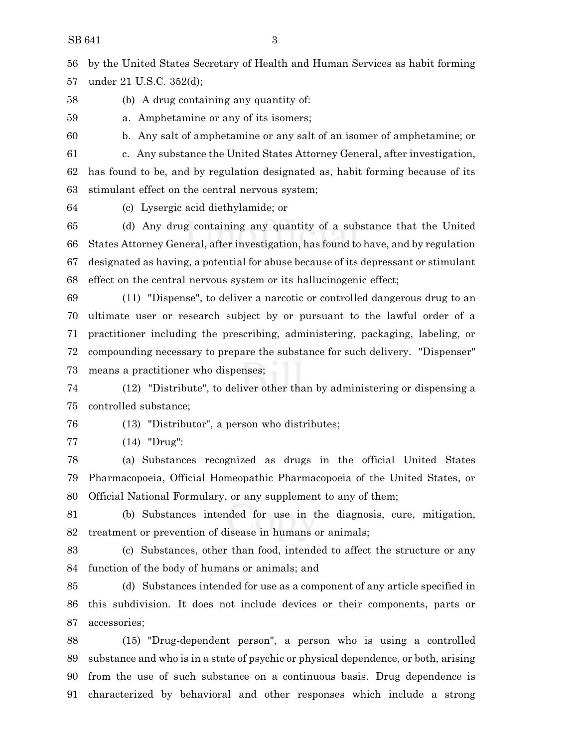by the United States Secretary of Health and Human Services as habit forming under 21 U.S.C. 352(d);

(b) A drug containing any quantity of:

a. Amphetamine or any of its isomers;

b. Any salt of amphetamine or any salt of an isomer of amphetamine; or

c. Any substance the United States Attorney General, after investigation, has found to be, and by regulation designated as, habit forming because of its stimulant effect on the central nervous system;

(c) Lysergic acid diethylamide; or

(d) Any drug containing any quantity of a substance that the United States Attorney General, after investigation, has found to have, and by regulation designated as having, a potential for abuse because of its depressant or stimulant effect on the central nervous system or its hallucinogenic effect;

(11) "Dispense", to deliver a narcotic or controlled dangerous drug to an ultimate user or research subject by or pursuant to the lawful order of a practitioner including the prescribing, administering, packaging, labeling, or compounding necessary to prepare the substance for such delivery. "Dispenser" means a practitioner who dispenses;

(12) "Distribute", to deliver other than by administering or dispensing a controlled substance;

(13) "Distributor", a person who distributes;

(14) "Drug":

(a) Substances recognized as drugs in the official United States Pharmacopoeia, Official Homeopathic Pharmacopoeia of the United States, or Official National Formulary, or any supplement to any of them;

(b) Substances intended for use in the diagnosis, cure, mitigation, treatment or prevention of disease in humans or animals;

(c) Substances, other than food, intended to affect the structure or any function of the body of humans or animals; and

(d) Substances intended for use as a component of any article specified in this subdivision. It does not include devices or their components, parts or accessories;

(15) "Drug-dependent person", a person who is using a controlled substance and who is in a state of psychic or physical dependence, or both, arising from the use of such substance on a continuous basis. Drug dependence is characterized by behavioral and other responses which include a strong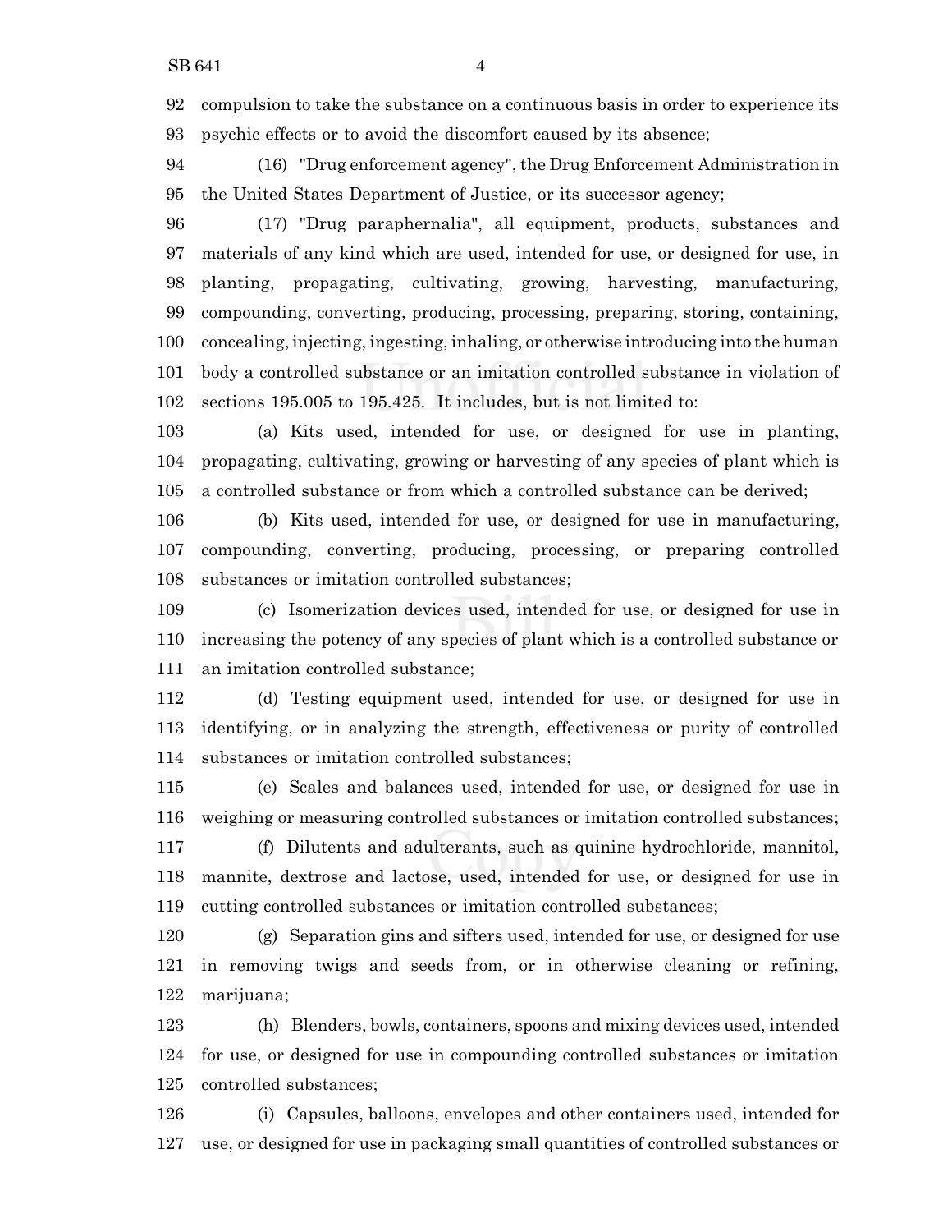compulsion to take the substance on a continuous basis in order to experience its psychic effects or to avoid the discomfort caused by its absence;

(16) "Drug enforcement agency", the Drug Enforcement Administration in the United States Department of Justice, or its successor agency;

(17) "Drug paraphernalia", all equipment, products, substances and materials of any kind which are used, intended for use, or designed for use, in planting, propagating, cultivating, growing, harvesting, manufacturing, compounding, converting, producing, processing, preparing, storing, containing, concealing, injecting, ingesting, inhaling, or otherwise introducing into the human body a controlled substance or an imitation controlled substance in violation of sections 195.005 to 195.425. It includes, but is not limited to:

(a) Kits used, intended for use, or designed for use in planting, propagating, cultivating, growing or harvesting of any species of plant which is a controlled substance or from which a controlled substance can be derived;

(b) Kits used, intended for use, or designed for use in manufacturing, compounding, converting, producing, processing, or preparing controlled substances or imitation controlled substances;

(c) Isomerization devices used, intended for use, or designed for use in increasing the potency of any species of plant which is a controlled substance or an imitation controlled substance;

(d) Testing equipment used, intended for use, or designed for use in identifying, or in analyzing the strength, effectiveness or purity of controlled substances or imitation controlled substances;

(e) Scales and balances used, intended for use, or designed for use in weighing or measuring controlled substances or imitation controlled substances;

(f) Dilutents and adulterants, such as quinine hydrochloride, mannitol, mannite, dextrose and lactose, used, intended for use, or designed for use in cutting controlled substances or imitation controlled substances;

(g) Separation gins and sifters used, intended for use, or designed for use in removing twigs and seeds from, or in otherwise cleaning or refining, marijuana;

(h) Blenders, bowls, containers, spoons and mixing devices used, intended for use, or designed for use in compounding controlled substances or imitation controlled substances;

(i) Capsules, balloons, envelopes and other containers used, intended for use, or designed for use in packaging small quantities of controlled substances or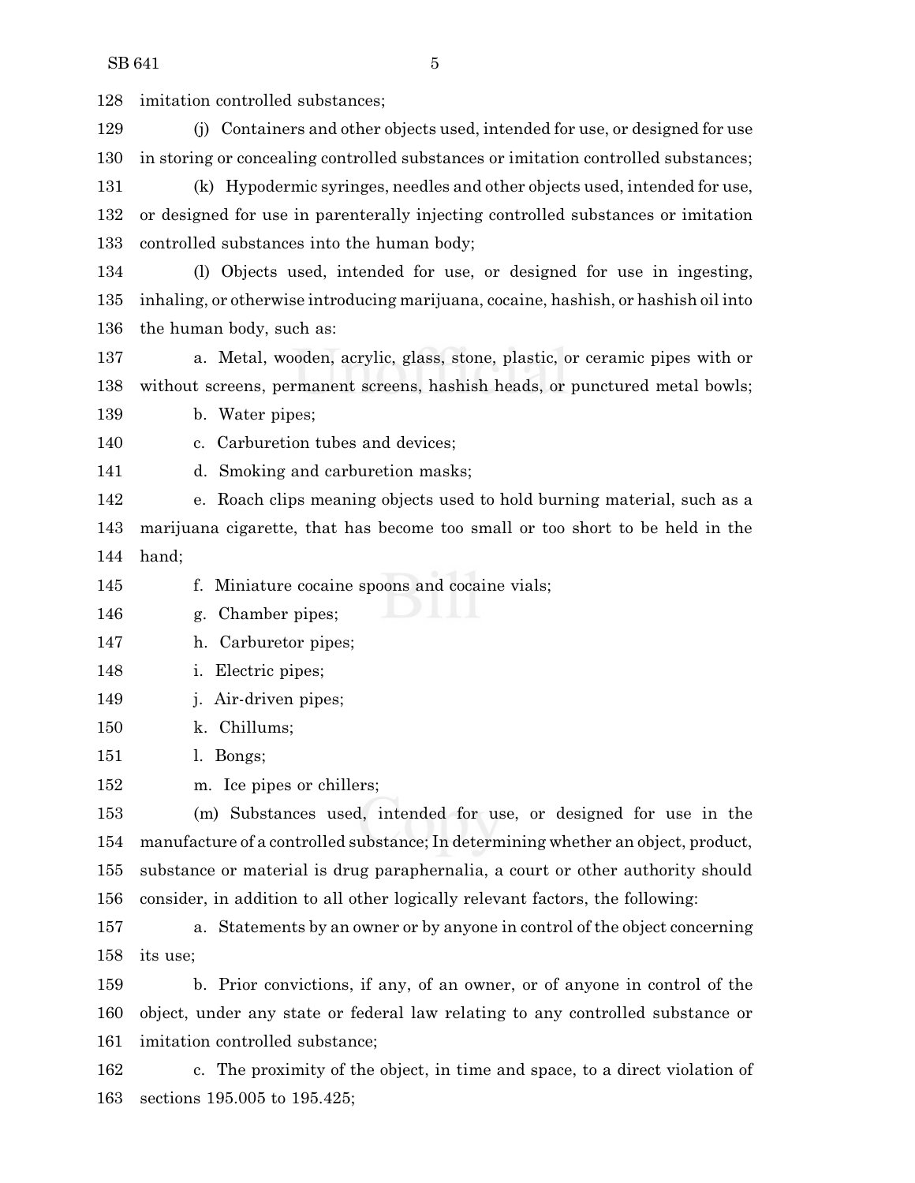imitation controlled substances;

(j) Containers and other objects used, intended for use, or designed for use in storing or concealing controlled substances or imitation controlled substances;

(k) Hypodermic syringes, needles and other objects used, intended for use, or designed for use in parenterally injecting controlled substances or imitation controlled substances into the human body;

(l) Objects used, intended for use, or designed for use in ingesting, inhaling, or otherwise introducing marijuana, cocaine, hashish, or hashish oil into the human body, such as:

a. Metal, wooden, acrylic, glass, stone, plastic, or ceramic pipes with or without screens, permanent screens, hashish heads, or punctured metal bowls;

b. Water pipes;

c. Carburetion tubes and devices;

d. Smoking and carburetion masks;

e. Roach clips meaning objects used to hold burning material, such as a marijuana cigarette, that has become too small or too short to be held in the hand;

f. Miniature cocaine spoons and cocaine vials;

g. Chamber pipes;

h. Carburetor pipes;

i. Electric pipes;

j. Air-driven pipes;

k. Chillums;

l. Bongs;

m. Ice pipes or chillers;

(m) Substances used, intended for use, or designed for use in the manufacture of a controlled substance; In determining whether an object, product, substance or material is drug paraphernalia, a court or other authority should consider, in addition to all other logically relevant factors, the following:

a. Statements by an owner or by anyone in control of the object concerning its use;

b. Prior convictions, if any, of an owner, or of anyone in control of the object, under any state or federal law relating to any controlled substance or imitation controlled substance;

c. The proximity of the object, in time and space, to a direct violation of sections 195.005 to 195.425;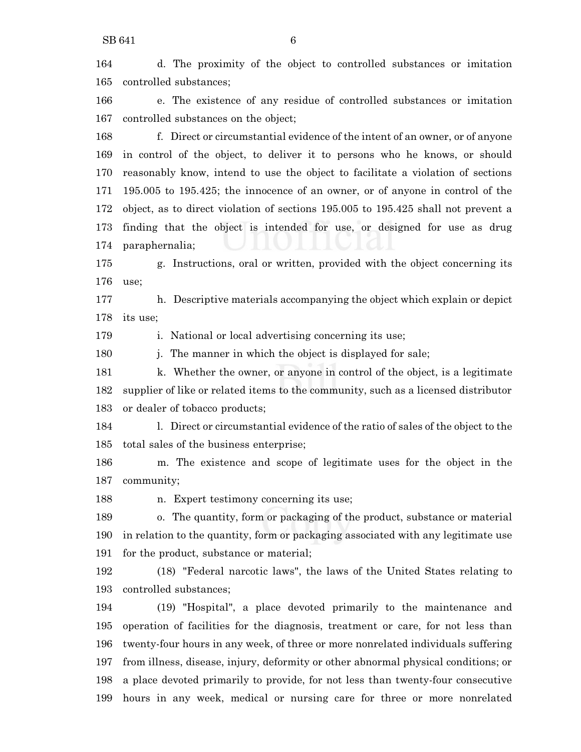d. The proximity of the object to controlled substances or imitation controlled substances;

e. The existence of any residue of controlled substances or imitation controlled substances on the object;

f. Direct or circumstantial evidence of the intent of an owner, or of anyone in control of the object, to deliver it to persons who he knows, or should reasonably know, intend to use the object to facilitate a violation of sections 195.005 to 195.425; the innocence of an owner, or of anyone in control of the object, as to direct violation of sections 195.005 to 195.425 shall not prevent a finding that the object is intended for use, or designed for use as drug paraphernalia;

g. Instructions, oral or written, provided with the object concerning its use;

h. Descriptive materials accompanying the object which explain or depict its use;

i. National or local advertising concerning its use;

j. The manner in which the object is displayed for sale;

k. Whether the owner, or anyone in control of the object, is a legitimate supplier of like or related items to the community, such as a licensed distributor or dealer of tobacco products;

l. Direct or circumstantial evidence of the ratio of sales of the object to the total sales of the business enterprise;

m. The existence and scope of legitimate uses for the object in the community;

n. Expert testimony concerning its use;

o. The quantity, form or packaging of the product, substance or material in relation to the quantity, form or packaging associated with any legitimate use for the product, substance or material;

(18) "Federal narcotic laws", the laws of the United States relating to controlled substances;

(19) "Hospital", a place devoted primarily to the maintenance and operation of facilities for the diagnosis, treatment or care, for not less than twenty-four hours in any week, of three or more nonrelated individuals suffering from illness, disease, injury, deformity or other abnormal physical conditions; or a place devoted primarily to provide, for not less than twenty-four consecutive hours in any week, medical or nursing care for three or more nonrelated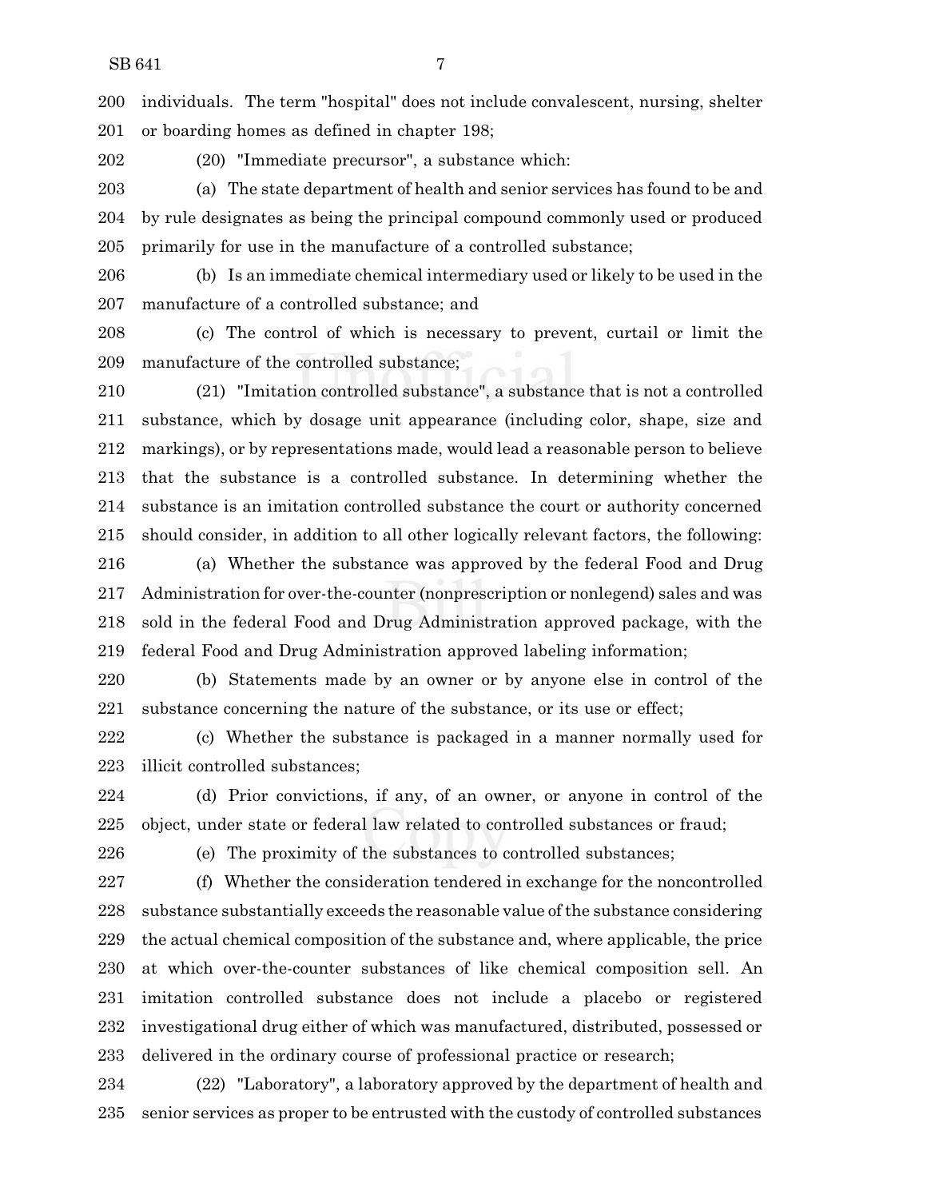individuals. The term "hospital" does not include convalescent, nursing, shelter or boarding homes as defined in chapter 198;

(20) "Immediate precursor", a substance which:

(a) The state department of health and senior services has found to be and by rule designates as being the principal compound commonly used or produced primarily for use in the manufacture of a controlled substance;

(b) Is an immediate chemical intermediary used or likely to be used in the manufacture of a controlled substance; and

(c) The control of which is necessary to prevent, curtail or limit the manufacture of the controlled substance;

(21) "Imitation controlled substance", a substance that is not a controlled substance, which by dosage unit appearance (including color, shape, size and markings), or by representations made, would lead a reasonable person to believe that the substance is a controlled substance. In determining whether the substance is an imitation controlled substance the court or authority concerned should consider, in addition to all other logically relevant factors, the following:

(a) Whether the substance was approved by the federal Food and Drug Administration for over-the-counter (nonprescription or nonlegend) sales and was sold in the federal Food and Drug Administration approved package, with the federal Food and Drug Administration approved labeling information;

(b) Statements made by an owner or by anyone else in control of the substance concerning the nature of the substance, or its use or effect;

(c) Whether the substance is packaged in a manner normally used for illicit controlled substances;

(d) Prior convictions, if any, of an owner, or anyone in control of the object, under state or federal law related to controlled substances or fraud;

(e) The proximity of the substances to controlled substances;

(f) Whether the consideration tendered in exchange for the noncontrolled substance substantially exceeds the reasonable value of the substance considering the actual chemical composition of the substance and, where applicable, the price at which over-the-counter substances of like chemical composition sell. An imitation controlled substance does not include a placebo or registered investigational drug either of which was manufactured, distributed, possessed or delivered in the ordinary course of professional practice or research;

(22) "Laboratory", a laboratory approved by the department of health and senior services as proper to be entrusted with the custody of controlled substances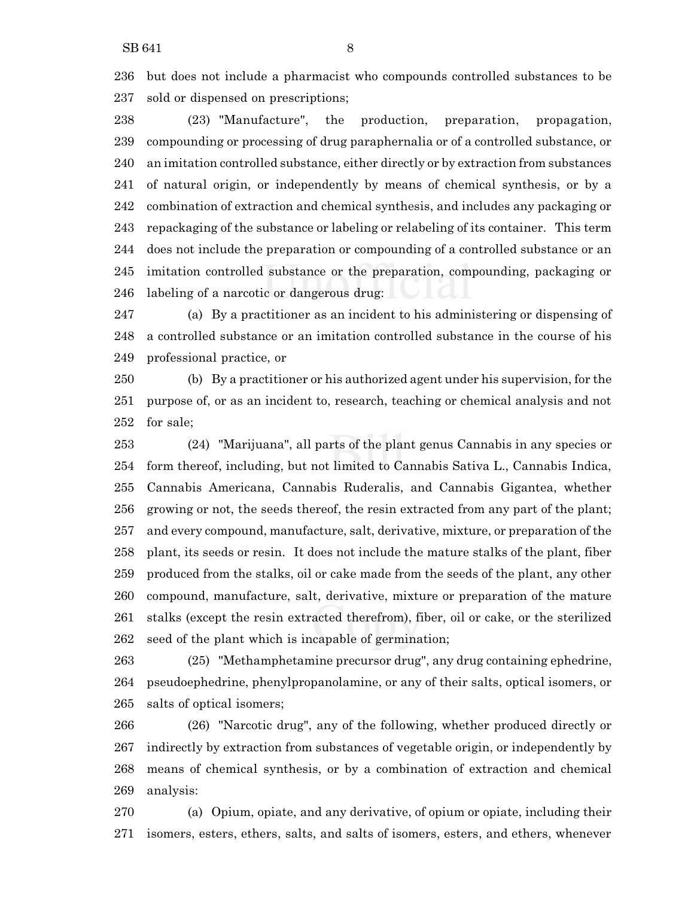but does not include a pharmacist who compounds controlled substances to be sold or dispensed on prescriptions;

(23) "Manufacture", the production, preparation, propagation, compounding or processing of drug paraphernalia or of a controlled substance, or an imitation controlled substance, either directly or by extraction from substances of natural origin, or independently by means of chemical synthesis, or by a combination of extraction and chemical synthesis, and includes any packaging or repackaging of the substance or labeling or relabeling of its container. This term does not include the preparation or compounding of a controlled substance or an imitation controlled substance or the preparation, compounding, packaging or labeling of a narcotic or dangerous drug:

(a) By a practitioner as an incident to his administering or dispensing of a controlled substance or an imitation controlled substance in the course of his professional practice, or

(b) By a practitioner or his authorized agent under his supervision, for the purpose of, or as an incident to, research, teaching or chemical analysis and not for sale;

(24) "Marijuana", all parts of the plant genus Cannabis in any species or form thereof, including, but not limited to Cannabis Sativa L., Cannabis Indica, Cannabis Americana, Cannabis Ruderalis, and Cannabis Gigantea, whether growing or not, the seeds thereof, the resin extracted from any part of the plant; and every compound, manufacture, salt, derivative, mixture, or preparation of the plant, its seeds or resin. It does not include the mature stalks of the plant, fiber produced from the stalks, oil or cake made from the seeds of the plant, any other compound, manufacture, salt, derivative, mixture or preparation of the mature stalks (except the resin extracted therefrom), fiber, oil or cake, or the sterilized seed of the plant which is incapable of germination;

(25) "Methamphetamine precursor drug", any drug containing ephedrine, pseudoephedrine, phenylpropanolamine, or any of their salts, optical isomers, or salts of optical isomers;

(26) "Narcotic drug", any of the following, whether produced directly or indirectly by extraction from substances of vegetable origin, or independently by means of chemical synthesis, or by a combination of extraction and chemical analysis:

(a) Opium, opiate, and any derivative, of opium or opiate, including their isomers, esters, ethers, salts, and salts of isomers, esters, and ethers, whenever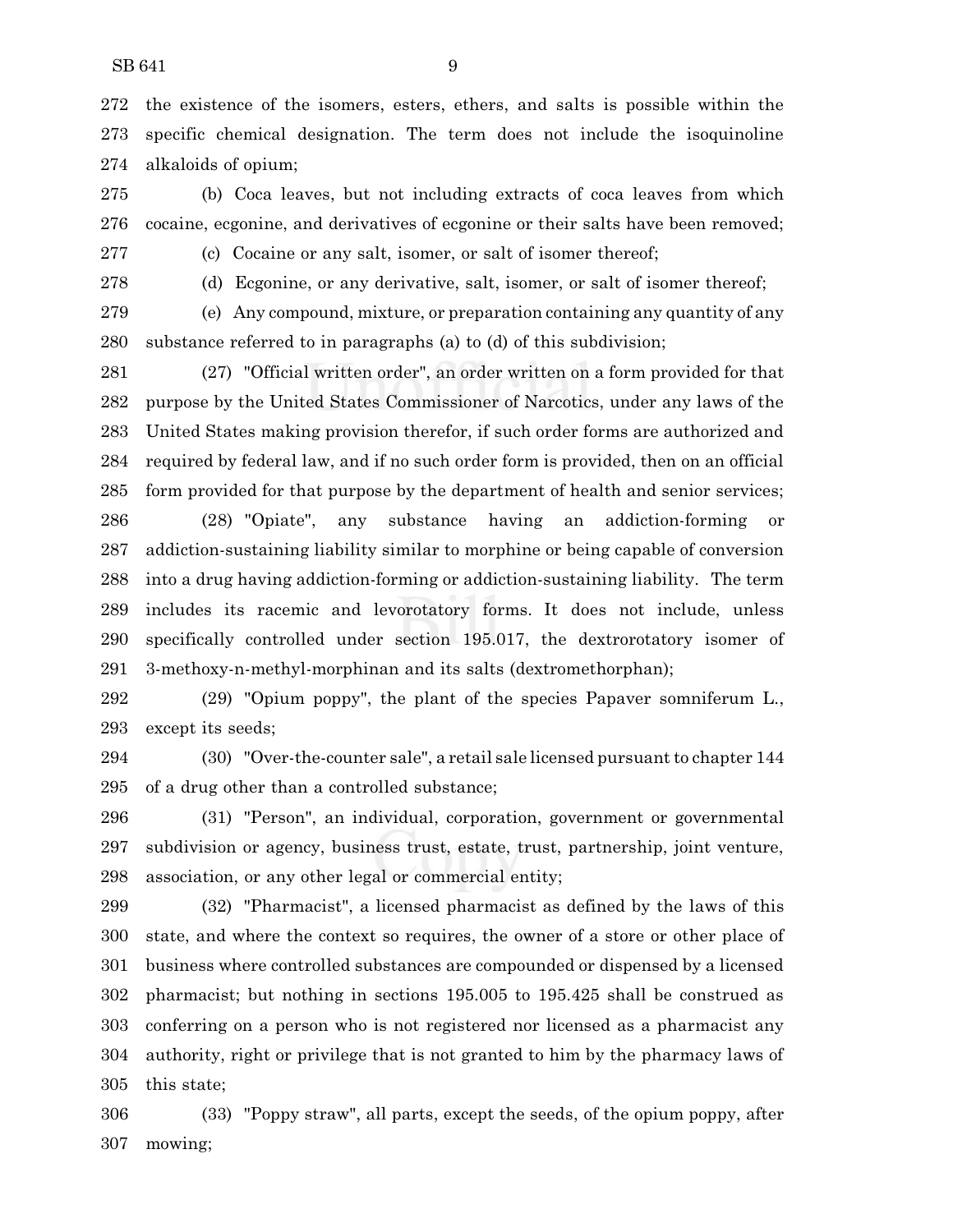272 the existence of the isomers, esters, ethers, and salts is possible within the
273 specific chemical designation. The term does not include the isoquinoline
274 alkaloids of opium;

275 (b) Coca leaves, but not including extracts of coca leaves from which
276 cocaine, ecgonine, and derivatives of ecgonine or their salts have been removed;

277 (c) Cocaine or any salt, isomer, or salt of isomer thereof;

278 (d) Ecgonine, or any derivative, salt, isomer, or salt of isomer thereof;

279 (e) Any compound, mixture, or preparation containing any quantity of any
280 substance referred to in paragraphs (a) to (d) of this subdivision;

281 (27) "Official written order", an order written on a form provided for that
282 purpose by the United States Commissioner of Narcotics, under any laws of the
283 United States making provision therefor, if such order forms are authorized and
284 required by federal law, and if no such order form is provided, then on an official
285 form provided for that purpose by the department of health and senior services;

286 (28) "Opiate", any substance having an addiction-forming or
287 addiction-sustaining liability similar to morphine or being capable of conversion
288 into a drug having addiction-forming or addiction-sustaining liability. The term
289 includes its racemic and levorotatory forms. It does not include, unless
290 specifically controlled under section 195.017, the dextrorotatory isomer of
291 3-methoxy-n-methyl-morphinan and its salts (dextromethorphan);

292 (29) "Opium poppy", the plant of the species Papaver somniferum L.,
293 except its seeds;

294 (30) "Over-the-counter sale", a retail sale licensed pursuant to chapter 144
295 of a drug other than a controlled substance;

296 (31) "Person", an individual, corporation, government or governmental
297 subdivision or agency, business trust, estate, trust, partnership, joint venture,
298 association, or any other legal or commercial entity;

299 (32) "Pharmacist", a licensed pharmacist as defined by the laws of this
300 state, and where the context so requires, the owner of a store or other place of
301 business where controlled substances are compounded or dispensed by a licensed
302 pharmacist; but nothing in sections 195.005 to 195.425 shall be construed as
303 conferring on a person who is not registered nor licensed as a pharmacist any
304 authority, right or privilege that is not granted to him by the pharmacy laws of
305 this state;

306 (33) "Poppy straw", all parts, except the seeds, of the opium poppy, after
307 mowing;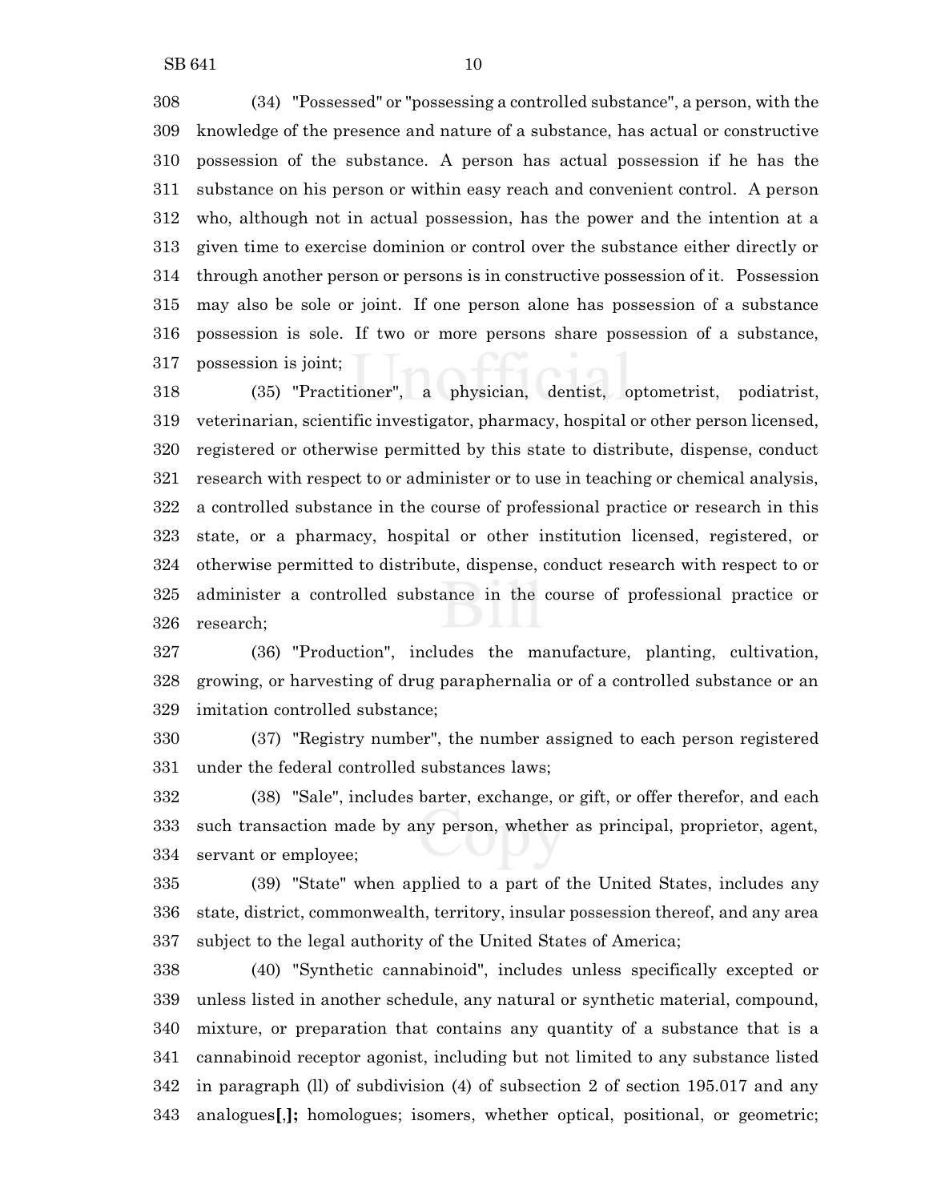(34) "Possessed" or "possessing a controlled substance", a person, with the knowledge of the presence and nature of a substance, has actual or constructive possession of the substance. A person has actual possession if he has the substance on his person or within easy reach and convenient control. A person who, although not in actual possession, has the power and the intention at a given time to exercise dominion or control over the substance either directly or through another person or persons is in constructive possession of it. Possession may also be sole or joint. If one person alone has possession of a substance possession is sole. If two or more persons share possession of a substance, possession is joint;

(35) "Practitioner", a physician, dentist, optometrist, podiatrist, veterinarian, scientific investigator, pharmacy, hospital or other person licensed, registered or otherwise permitted by this state to distribute, dispense, conduct research with respect to or administer or to use in teaching or chemical analysis, a controlled substance in the course of professional practice or research in this state, or a pharmacy, hospital or other institution licensed, registered, or otherwise permitted to distribute, dispense, conduct research with respect to or administer a controlled substance in the course of professional practice or research;

(36) "Production", includes the manufacture, planting, cultivation, growing, or harvesting of drug paraphernalia or of a controlled substance or an imitation controlled substance;

(37) "Registry number", the number assigned to each person registered under the federal controlled substances laws;

(38) "Sale", includes barter, exchange, or gift, or offer therefor, and each such transaction made by any person, whether as principal, proprietor, agent, servant or employee;

(39) "State" when applied to a part of the United States, includes any state, district, commonwealth, territory, insular possession thereof, and any area subject to the legal authority of the United States of America;

(40) "Synthetic cannabinoid", includes unless specifically excepted or unless listed in another schedule, any natural or synthetic material, compound, mixture, or preparation that contains any quantity of a substance that is a cannabinoid receptor agonist, including but not limited to any substance listed in paragraph (ll) of subdivision (4) of subsection 2 of section 195.017 and any analogues**[**,**];** homologues; isomers, whether optical, positional, or geometric;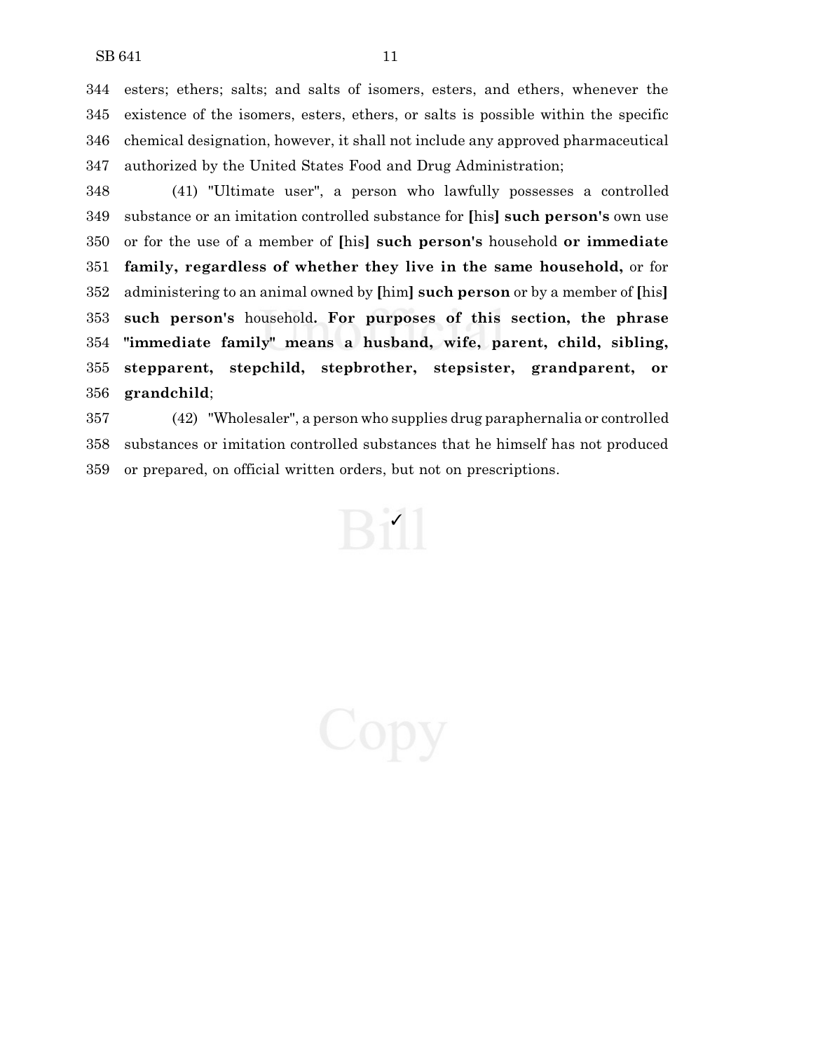344 esters; ethers; salts; and salts of isomers, esters, and ethers, whenever the
345 existence of the isomers, esters, ethers, or salts is possible within the specific
346 chemical designation, however, it shall not include any approved pharmaceutical
347 authorized by the United States Food and Drug Administration;

348 (41) "Ultimate user", a person who lawfully possesses a controlled
349 substance or an imitation controlled substance for **[**his**] such person's** own use
350 or for the use of a member of **[**his**] such person's** household **or immediate**
351 **family, regardless of whether they live in the same household,** or for
352 administering to an animal owned by **[**him**] such person** or by a member of **[**his**]**
353 **such person's** household**. For purposes of this section, the phrase**
354 **"immediate family" means a husband, wife, parent, child, sibling,**
355 **stepparent, stepchild, stepbrother, stepsister, grandparent, or**
356 **grandchild**;

357 (42) "Wholesaler", a person who supplies drug paraphernalia or controlled
358 substances or imitation controlled substances that he himself has not produced
359 or prepared, on official written orders, but not on prescriptions.

✓